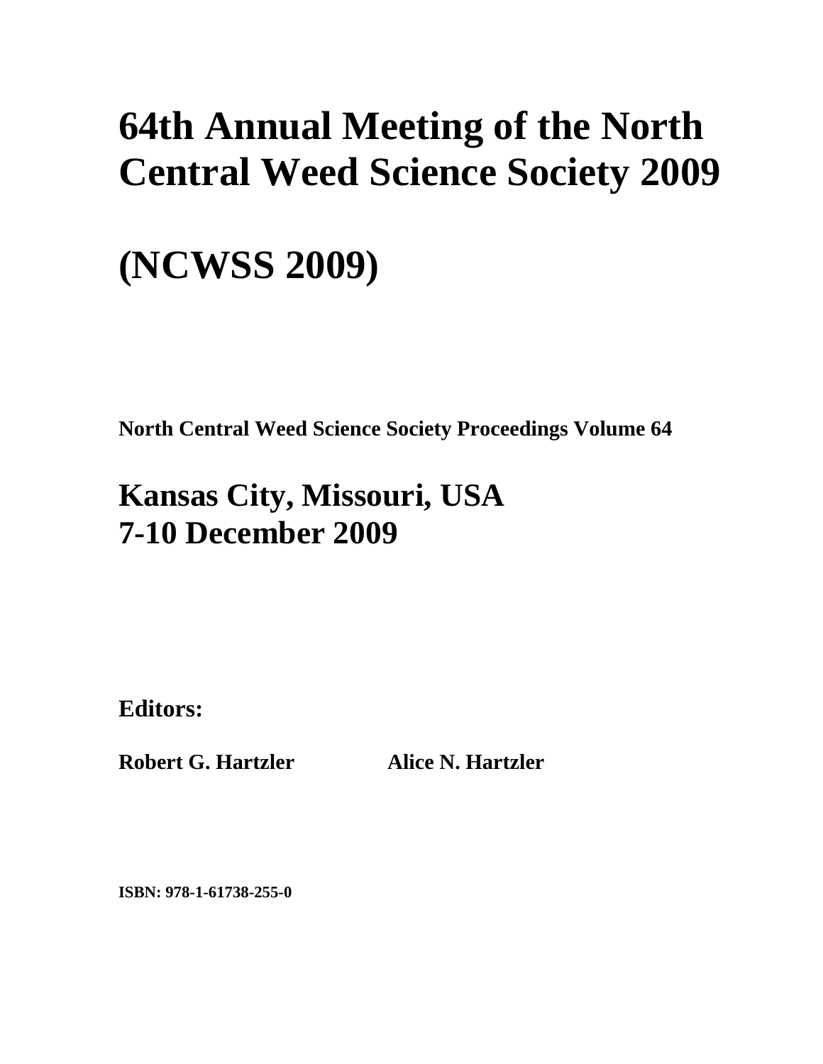# 64th Annual Meeting of the North Central Weed Science Society 2009

# (NCWSS 2009)

**North Central Weed Science Society Proceedings Volume 64**

## Kansas City, Missouri, USA
## 7-10 December 2009

**Editors:**

**Robert G. Hartzler** **Alice N. Hartzler**

**ISBN: 978-1-61738-255-0**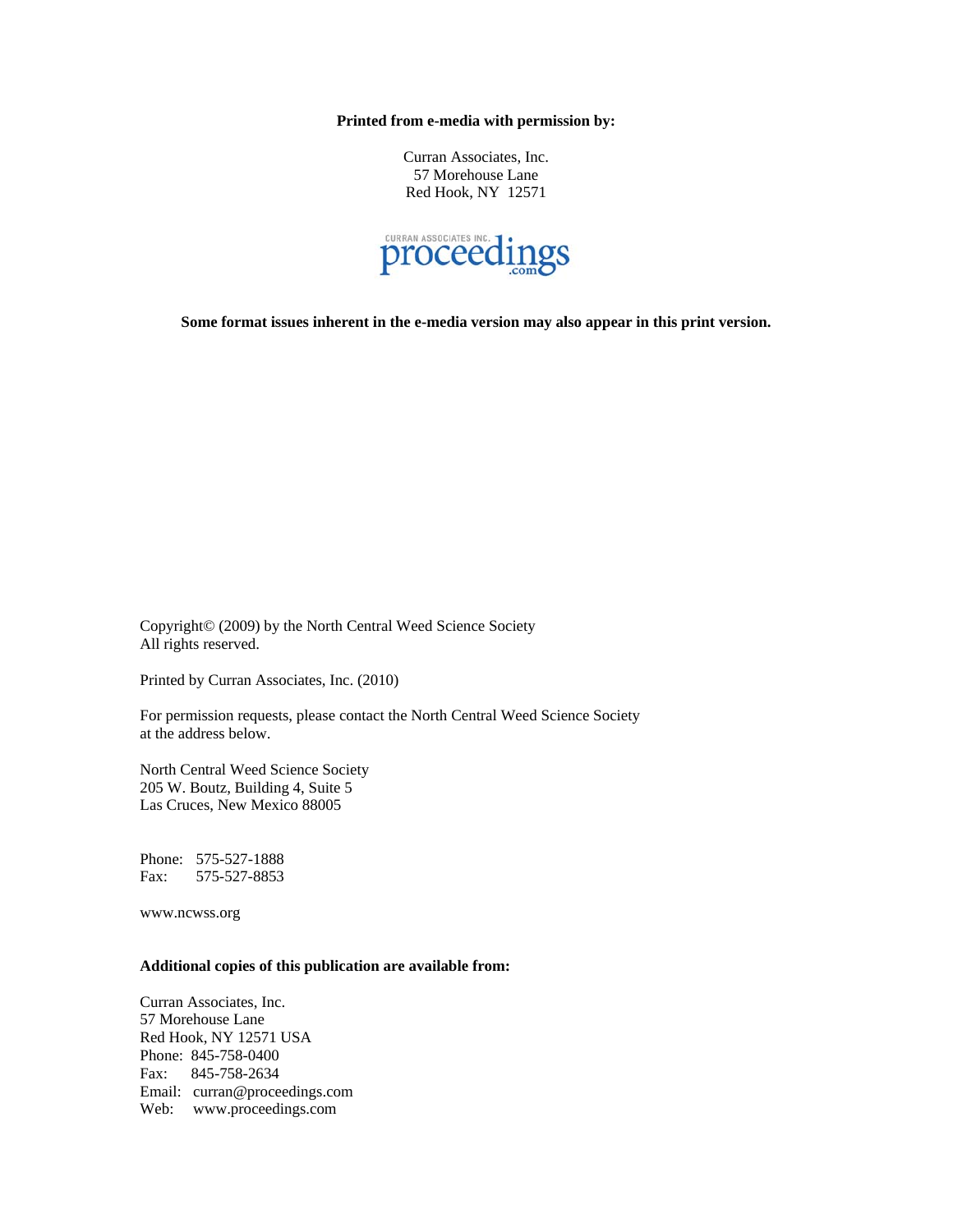**Printed from e-media with permission by:**

Curran Associates, Inc.
57 Morehouse Lane
Red Hook, NY 12571

CURRAN ASSOCIATES INC. proceedings.com

**Some format issues inherent in the e-media version may also appear in this print version.**

Copyright© (2009) by the North Central Weed Science Society
All rights reserved.

Printed by Curran Associates, Inc. (2010)

For permission requests, please contact the North Central Weed Science Society at the address below.

North Central Weed Science Society
205 W. Boutz, Building 4, Suite 5
Las Cruces, New Mexico 88005

Phone: 575-527-1888
Fax: 575-527-8853

www.ncwss.org

**Additional copies of this publication are available from:**

Curran Associates, Inc.
57 Morehouse Lane
Red Hook, NY 12571 USA
Phone: 845-758-0400
Fax: 845-758-2634
Email: curran@proceedings.com
Web: www.proceedings.com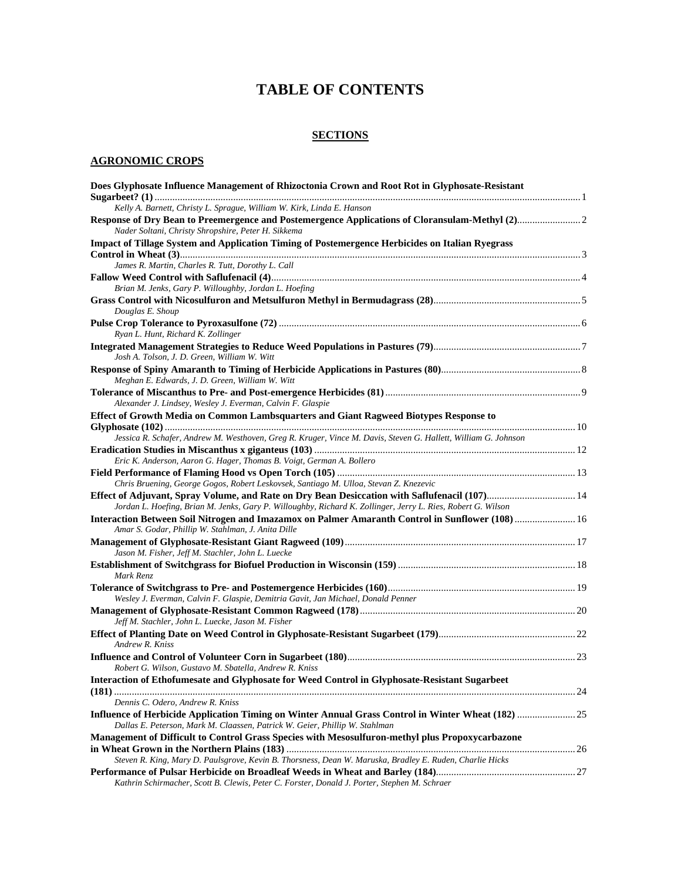# TABLE OF CONTENTS

## SECTIONS

### AGRONOMIC CROPS

**Does Glyphosate Influence Management of Rhizoctonia Crown and Root Rot in Glyphosate-Resistant Sugarbeet? (1)** .......... 1
*Kelly A. Barnett, Christy L. Sprague, William W. Kirk, Linda E. Hanson*

**Response of Dry Bean to Preemergence and Postemergence Applications of Cloransulam-Methyl (2)** .......... 2
*Nader Soltani, Christy Shropshire, Peter H. Sikkema*

**Impact of Tillage System and Application Timing of Postemergence Herbicides on Italian Ryegrass Control in Wheat (3)** .......... 3
*James R. Martin, Charles R. Tutt, Dorothy L. Call*

**Fallow Weed Control with Saflufenacil (4)** .......... 4
*Brian M. Jenks, Gary P. Willoughby, Jordan L. Hoefing*

**Grass Control with Nicosulfuron and Metsulfuron Methyl in Bermudagrass (28)** .......... 5
*Douglas E. Shoup*

**Pulse Crop Tolerance to Pyroxasulfone (72)** .......... 6
*Ryan L. Hunt, Richard K. Zollinger*

**Integrated Management Strategies to Reduce Weed Populations in Pastures (79)** .......... 7
*Josh A. Tolson, J. D. Green, William W. Witt*

**Response of Spiny Amaranth to Timing of Herbicide Applications in Pastures (80)** .......... 8
*Meghan E. Edwards, J. D. Green, William W. Witt*

**Tolerance of Miscanthus to Pre- and Post-emergence Herbicides (81)** .......... 9
*Alexander J. Lindsey, Wesley J. Everman, Calvin F. Glaspie*

**Effect of Growth Media on Common Lambsquarters and Giant Ragweed Biotypes Response to Glyphosate (102)** .......... 10
*Jessica R. Schafer, Andrew M. Westhoven, Greg R. Kruger, Vince M. Davis, Steven G. Hallett, William G. Johnson*

**Eradication Studies in Miscanthus x giganteus (103)** .......... 12
*Eric K. Anderson, Aaron G. Hager, Thomas B. Voigt, German A. Bollero*

**Field Performance of Flaming Hood vs Open Torch (105)** .......... 13
*Chris Bruening, George Gogos, Robert Leskovsek, Santiago M. Ulloa, Stevan Z. Knezevic*

**Effect of Adjuvant, Spray Volume, and Rate on Dry Bean Desiccation with Saflufenacil (107)** .......... 14
*Jordan L. Hoefing, Brian M. Jenks, Gary P. Willoughby, Richard K. Zollinger, Jerry L. Ries, Robert G. Wilson*

**Interaction Between Soil Nitrogen and Imazamox on Palmer Amaranth Control in Sunflower (108)** .......... 16
*Amar S. Godar, Phillip W. Stahlman, J. Anita Dille*

**Management of Glyphosate-Resistant Giant Ragweed (109)** .......... 17
*Jason M. Fisher, Jeff M. Stachler, John L. Luecke*

**Establishment of Switchgrass for Biofuel Production in Wisconsin (159)** .......... 18
*Mark Renz*

**Tolerance of Switchgrass to Pre- and Postemergence Herbicides (160)** .......... 19
*Wesley J. Everman, Calvin F. Glaspie, Demitria Gavit, Jan Michael, Donald Penner*

**Management of Glyphosate-Resistant Common Ragweed (178)** .......... 20
*Jeff M. Stachler, John L. Luecke, Jason M. Fisher*

**Effect of Planting Date on Weed Control in Glyphosate-Resistant Sugarbeet (179)** .......... 22
*Andrew R. Kniss*

**Influence and Control of Volunteer Corn in Sugarbeet (180)** .......... 23
*Robert G. Wilson, Gustavo M. Sbatella, Andrew R. Kniss*

**Interaction of Ethofumesate and Glyphosate for Weed Control in Glyphosate-Resistant Sugarbeet (181)** .......... 24
*Dennis C. Odero, Andrew R. Kniss*

**Influence of Herbicide Application Timing on Winter Annual Grass Control in Winter Wheat (182)** .......... 25
*Dallas E. Peterson, Mark M. Claassen, Patrick W. Geier, Phillip W. Stahlman*

**Management of Difficult to Control Grass Species with Mesosulfuron-methyl plus Propoxycarbazone in Wheat Grown in the Northern Plains (183)** .......... 26
*Steven R. King, Mary D. Paulsgrove, Kevin B. Thorsness, Dean W. Maruska, Bradley E. Ruden, Charlie Hicks*

**Performance of Pulsar Herbicide on Broadleaf Weeds in Wheat and Barley (184)** .......... 27
*Kathrin Schirmacher, Scott B. Clewis, Peter C. Forster, Donald J. Porter, Stephen M. Schraer*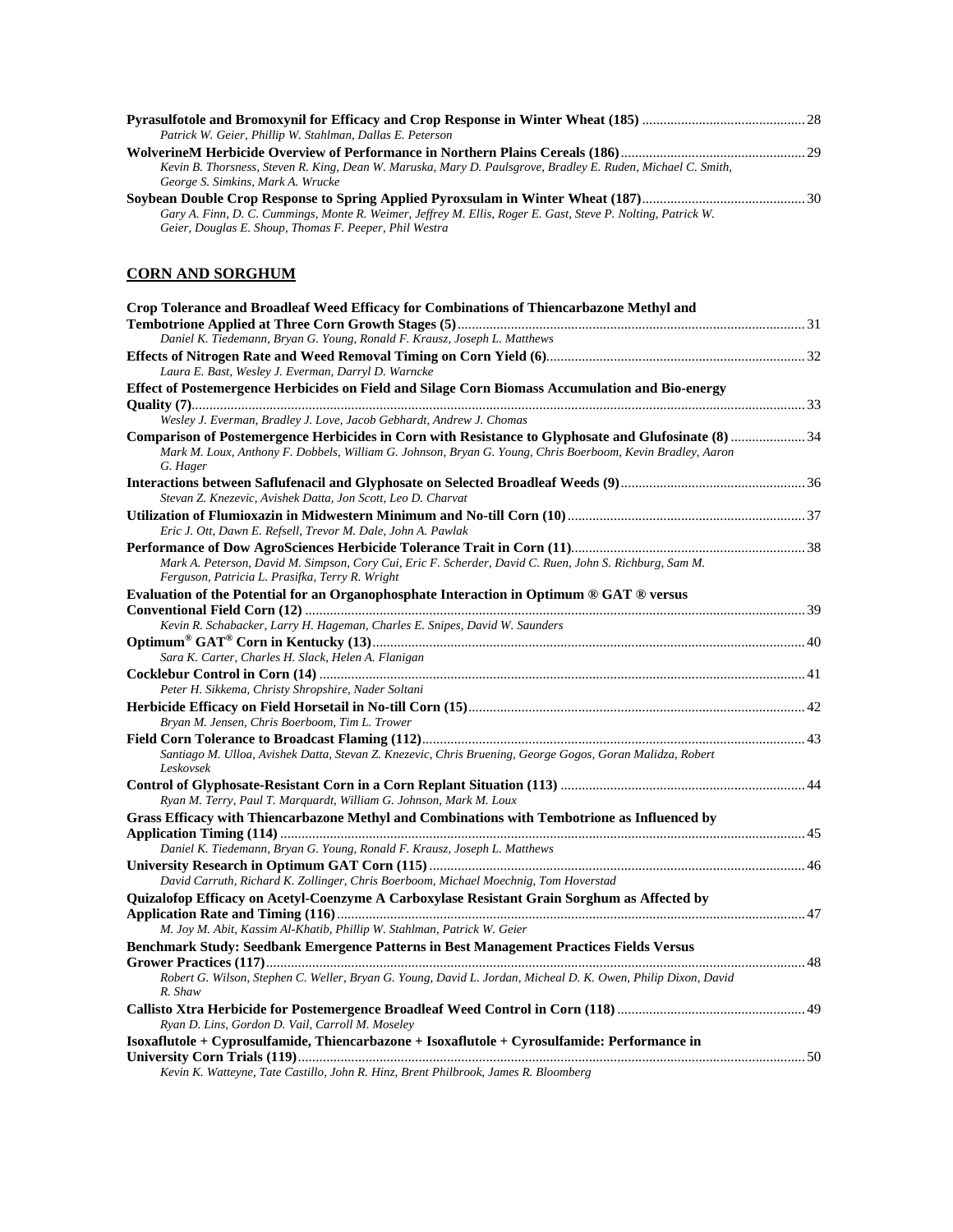**Pyrasulfotole and Bromoxynil for Efficacy and Crop Response in Winter Wheat (185)** ............ 28
*Patrick W. Geier, Phillip W. Stahlman, Dallas E. Peterson*

**WolverineM Herbicide Overview of Performance in Northern Plains Cereals (186)** ............ 29
*Kevin B. Thorsness, Steven R. King, Dean W. Maruska, Mary D. Paulsgrove, Bradley E. Ruden, Michael C. Smith, George S. Simkins, Mark A. Wrucke*

**Soybean Double Crop Response to Spring Applied Pyroxsulam in Winter Wheat (187)** ............ 30
*Gary A. Finn, D. C. Cummings, Monte R. Weimer, Jeffrey M. Ellis, Roger E. Gast, Steve P. Nolting, Patrick W. Geier, Douglas E. Shoup, Thomas F. Peeper, Phil Westra*

## CORN AND SORGHUM

**Crop Tolerance and Broadleaf Weed Efficacy for Combinations of Thiencarbazone Methyl and Tembotrione Applied at Three Corn Growth Stages (5)** ............ 31
*Daniel K. Tiedemann, Bryan G. Young, Ronald F. Krausz, Joseph L. Matthews*

**Effects of Nitrogen Rate and Weed Removal Timing on Corn Yield (6)** ............ 32
*Laura E. Bast, Wesley J. Everman, Darryl D. Warncke*

**Effect of Postemergence Herbicides on Field and Silage Corn Biomass Accumulation and Bio-energy Quality (7)** ............ 33
*Wesley J. Everman, Bradley J. Love, Jacob Gebhardt, Andrew J. Chomas*

**Comparison of Postemergence Herbicides in Corn with Resistance to Glyphosate and Glufosinate (8)** ............ 34
*Mark M. Loux, Anthony F. Dobbels, William G. Johnson, Bryan G. Young, Chris Boerboom, Kevin Bradley, Aaron G. Hager*

**Interactions between Saflufenacil and Glyphosate on Selected Broadleaf Weeds (9)** ............ 36
*Stevan Z. Knezevic, Avishek Datta, Jon Scott, Leo D. Charvat*

**Utilization of Flumioxazin in Midwestern Minimum and No-till Corn (10)** ............ 37
*Eric J. Ott, Dawn E. Refsell, Trevor M. Dale, John A. Pawlak*

**Performance of Dow AgroSciences Herbicide Tolerance Trait in Corn (11)** ............ 38
*Mark A. Peterson, David M. Simpson, Cory Cui, Eric F. Scherder, David C. Ruen, John S. Richburg, Sam M. Ferguson, Patricia L. Prasifka, Terry R. Wright*

**Evaluation of the Potential for an Organophosphate Interaction in Optimum ® GAT ® versus Conventional Field Corn (12)** ............ 39
*Kevin R. Schabacker, Larry H. Hageman, Charles E. Snipes, David W. Saunders*

**Optimum® GAT® Corn in Kentucky (13)** ............ 40
*Sara K. Carter, Charles H. Slack, Helen A. Flanigan*

**Cocklebur Control in Corn (14)** ............ 41
*Peter H. Sikkema, Christy Shropshire, Nader Soltani*

**Herbicide Efficacy on Field Horsetail in No-till Corn (15)** ............ 42
*Bryan M. Jensen, Chris Boerboom, Tim L. Trower*

**Field Corn Tolerance to Broadcast Flaming (112)** ............ 43
*Santiago M. Ulloa, Avishek Datta, Stevan Z. Knezevic, Chris Bruening, George Gogos, Goran Malidza, Robert Leskovsek*

**Control of Glyphosate-Resistant Corn in a Corn Replant Situation (113)** ............ 44
*Ryan M. Terry, Paul T. Marquardt, William G. Johnson, Mark M. Loux*

**Grass Efficacy with Thiencarbazone Methyl and Combinations with Tembotrione as Influenced by Application Timing (114)** ............ 45
*Daniel K. Tiedemann, Bryan G. Young, Ronald F. Krausz, Joseph L. Matthews*

**University Research in Optimum GAT Corn (115)** ............ 46
*David Carruth, Richard K. Zollinger, Chris Boerboom, Michael Moechnig, Tom Hoverstad*

**Quizalofop Efficacy on Acetyl-Coenzyme A Carboxylase Resistant Grain Sorghum as Affected by Application Rate and Timing (116)** ............ 47
*M. Joy M. Abit, Kassim Al-Khatib, Phillip W. Stahlman, Patrick W. Geier*

**Benchmark Study: Seedbank Emergence Patterns in Best Management Practices Fields Versus Grower Practices (117)** ............ 48
*Robert G. Wilson, Stephen C. Weller, Bryan G. Young, David L. Jordan, Micheal D. K. Owen, Philip Dixon, David R. Shaw*

**Callisto Xtra Herbicide for Postemergence Broadleaf Weed Control in Corn (118)** ............ 49
*Ryan D. Lins, Gordon D. Vail, Carroll M. Moseley*

**Isoxaflutole + Cyprosulfamide, Thiencarbazone + Isoxaflutole + Cyrosulfamide: Performance in University Corn Trials (119)** ............ 50
*Kevin K. Watteyne, Tate Castillo, John R. Hinz, Brent Philbrook, James R. Bloomberg*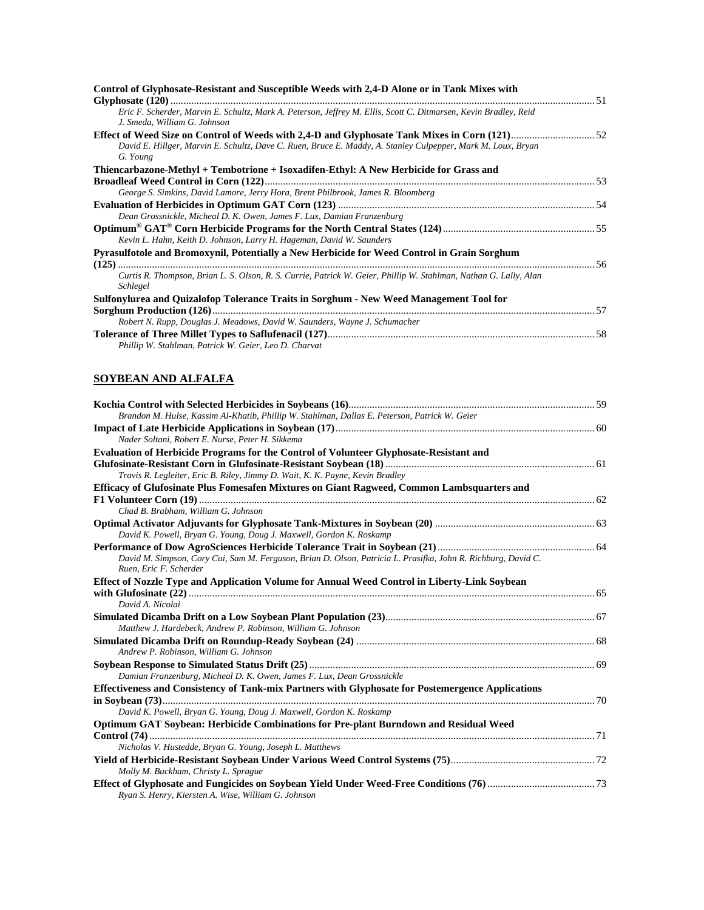**Control of Glyphosate-Resistant and Susceptible Weeds with 2,4-D Alone or in Tank Mixes with Glyphosate (120)** ........ 51
*Eric F. Scherder, Marvin E. Schultz, Mark A. Peterson, Jeffrey M. Ellis, Scott C. Ditmarsen, Kevin Bradley, Reid J. Smeda, William G. Johnson*

**Effect of Weed Size on Control of Weeds with 2,4-D and Glyphosate Tank Mixes in Corn (121)** ........ 52
*David E. Hillger, Marvin E. Schultz, Dave C. Ruen, Bruce E. Maddy, A. Stanley Culpepper, Mark M. Loux, Bryan G. Young*

**Thiencarbazone-Methyl + Tembotrione + Isoxadifen-Ethyl: A New Herbicide for Grass and Broadleaf Weed Control in Corn (122)** ........ 53
*George S. Simkins, David Lamore, Jerry Hora, Brent Philbrook, James R. Bloomberg*

**Evaluation of Herbicides in Optimum GAT Corn (123)** ........ 54
*Dean Grossnickle, Micheal D. K. Owen, James F. Lux, Damian Franzenburg*

**Optimum® GAT® Corn Herbicide Programs for the North Central States (124)** ........ 55
*Kevin L. Hahn, Keith D. Johnson, Larry H. Hageman, David W. Saunders*

**Pyrasulfotole and Bromoxynil, Potentially a New Herbicide for Weed Control in Grain Sorghum (125)** ........ 56
*Curtis R. Thompson, Brian L. S. Olson, R. S. Currie, Patrick W. Geier, Phillip W. Stahlman, Nathan G. Lally, Alan Schlegel*

**Sulfonylurea and Quizalofop Tolerance Traits in Sorghum - New Weed Management Tool for Sorghum Production (126)** ........ 57
*Robert N. Rupp, Douglas J. Meadows, David W. Saunders, Wayne J. Schumacher*

**Tolerance of Three Millet Types to Saflufenacil (127)** ........ 58
*Phillip W. Stahlman, Patrick W. Geier, Leo D. Charvat*

## SOYBEAN AND ALFALFA

**Kochia Control with Selected Herbicides in Soybeans (16)** ........ 59
*Brandon M. Hulse, Kassim Al-Khatib, Phillip W. Stahlman, Dallas E. Peterson, Patrick W. Geier*

**Impact of Late Herbicide Applications in Soybean (17)** ........ 60
*Nader Soltani, Robert E. Nurse, Peter H. Sikkema*

**Evaluation of Herbicide Programs for the Control of Volunteer Glyphosate-Resistant and Glufosinate-Resistant Corn in Glufosinate-Resistant Soybean (18)** ........ 61
*Travis R. Legleiter, Eric B. Riley, Jimmy D. Wait, K. K. Payne, Kevin Bradley*

**Efficacy of Glufosinate Plus Fomesafen Mixtures on Giant Ragweed, Common Lambsquarters and F1 Volunteer Corn (19)** ........ 62
*Chad B. Brabham, William G. Johnson*

**Optimal Activator Adjuvants for Glyphosate Tank-Mixtures in Soybean (20)** ........ 63
*David K. Powell, Bryan G. Young, Doug J. Maxwell, Gordon K. Roskamp*

**Performance of Dow AgroSciences Herbicide Tolerance Trait in Soybean (21)** ........ 64
*David M. Simpson, Cory Cui, Sam M. Ferguson, Brian D. Olson, Patricia L. Prasifka, John R. Richburg, David C. Ruen, Eric F. Scherder*

**Effect of Nozzle Type and Application Volume for Annual Weed Control in Liberty-Link Soybean with Glufosinate (22)** ........ 65
*David A. Nicolai*

**Simulated Dicamba Drift on a Low Soybean Plant Population (23)** ........ 67
*Matthew J. Hardebeck, Andrew P. Robinson, William G. Johnson*

**Simulated Dicamba Drift on Roundup-Ready Soybean (24)** ........ 68
*Andrew P. Robinson, William G. Johnson*

**Soybean Response to Simulated Status Drift (25)** ........ 69
*Damian Franzenburg, Micheal D. K. Owen, James F. Lux, Dean Grossnickle*

**Effectiveness and Consistency of Tank-mix Partners with Glyphosate for Postemergence Applications in Soybean (73)** ........ 70
*David K. Powell, Bryan G. Young, Doug J. Maxwell, Gordon K. Roskamp*

**Optimum GAT Soybean: Herbicide Combinations for Pre-plant Burndown and Residual Weed Control (74)** ........ 71
*Nicholas V. Hustedde, Bryan G. Young, Joseph L. Matthews*

**Yield of Herbicide-Resistant Soybean Under Various Weed Control Systems (75)** ........ 72
*Molly M. Buckham, Christy L. Sprague*

**Effect of Glyphosate and Fungicides on Soybean Yield Under Weed-Free Conditions (76)** ........ 73
*Ryan S. Henry, Kiersten A. Wise, William G. Johnson*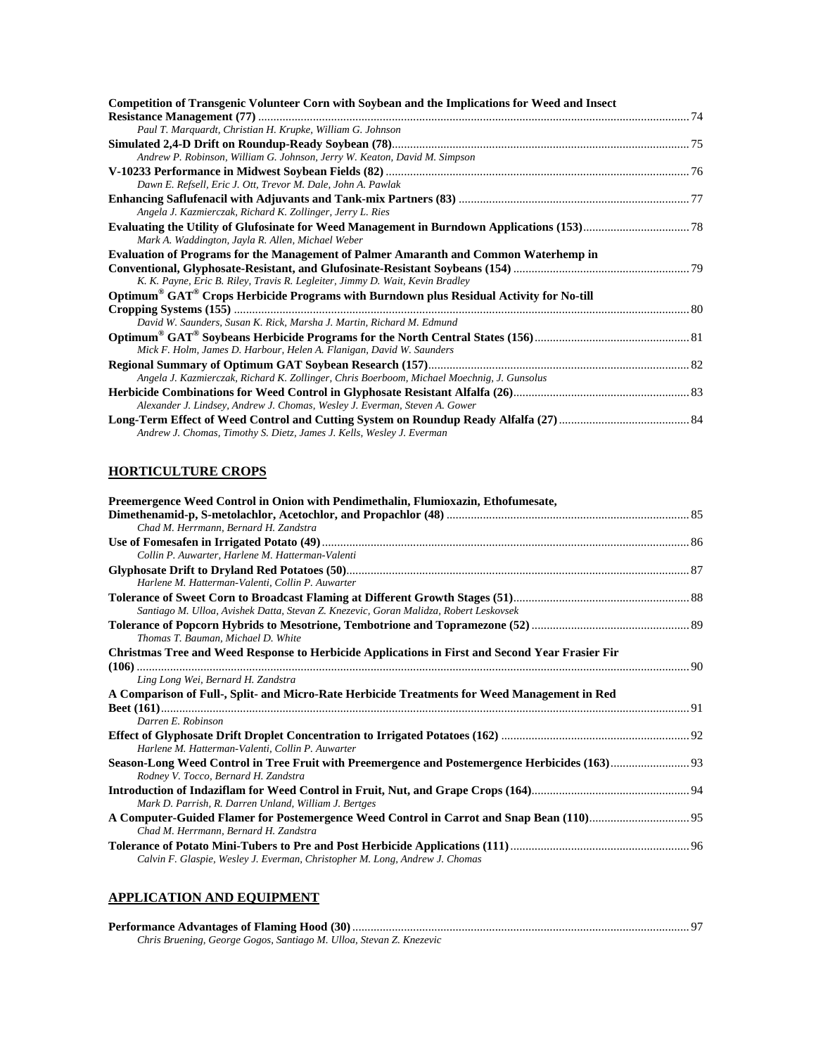**Competition of Transgenic Volunteer Corn with Soybean and the Implications for Weed and Insect Resistance Management (77)** ..... 74
*Paul T. Marquardt, Christian H. Krupke, William G. Johnson*

**Simulated 2,4-D Drift on Roundup-Ready Soybean (78)** ..... 75
*Andrew P. Robinson, William G. Johnson, Jerry W. Keaton, David M. Simpson*

**V-10233 Performance in Midwest Soybean Fields (82)** ..... 76
*Dawn E. Refsell, Eric J. Ott, Trevor M. Dale, John A. Pawlak*

**Enhancing Saflufenacil with Adjuvants and Tank-mix Partners (83)** ..... 77
*Angela J. Kazmierczak, Richard K. Zollinger, Jerry L. Ries*

**Evaluating the Utility of Glufosinate for Weed Management in Burndown Applications (153)** ..... 78
*Mark A. Waddington, Jayla R. Allen, Michael Weber*

**Evaluation of Programs for the Management of Palmer Amaranth and Common Waterhemp in Conventional, Glyphosate-Resistant, and Glufosinate-Resistant Soybeans (154)** ..... 79
*K. K. Payne, Eric B. Riley, Travis R. Legleiter, Jimmy D. Wait, Kevin Bradley*

**Optimum® GAT® Crops Herbicide Programs with Burndown plus Residual Activity for No-till Cropping Systems (155)** ..... 80
*David W. Saunders, Susan K. Rick, Marsha J. Martin, Richard M. Edmund*

**Optimum® GAT® Soybeans Herbicide Programs for the North Central States (156)** ..... 81
*Mick F. Holm, James D. Harbour, Helen A. Flanigan, David W. Saunders*

**Regional Summary of Optimum GAT Soybean Research (157)** ..... 82
*Angela J. Kazmierczak, Richard K. Zollinger, Chris Boerboom, Michael Moechnig, J. Gunsolus*

**Herbicide Combinations for Weed Control in Glyphosate Resistant Alfalfa (26)** ..... 83
*Alexander J. Lindsey, Andrew J. Chomas, Wesley J. Everman, Steven A. Gower*

**Long-Term Effect of Weed Control and Cutting System on Roundup Ready Alfalfa (27)** ..... 84
*Andrew J. Chomas, Timothy S. Dietz, James J. Kells, Wesley J. Everman*

## HORTICULTURE CROPS

**Preemergence Weed Control in Onion with Pendimethalin, Flumioxazin, Ethofumesate, Dimethenamid-p, S-metolachlor, Acetochlor, and Propachlor (48)** ..... 85
*Chad M. Herrmann, Bernard H. Zandstra*

**Use of Fomesafen in Irrigated Potato (49)** ..... 86
*Collin P. Auwarter, Harlene M. Hatterman-Valenti*

**Glyphosate Drift to Dryland Red Potatoes (50)** ..... 87
*Harlene M. Hatterman-Valenti, Collin P. Auwarter*

**Tolerance of Sweet Corn to Broadcast Flaming at Different Growth Stages (51)** ..... 88
*Santiago M. Ulloa, Avishek Datta, Stevan Z. Knezevic, Goran Malidza, Robert Leskovsek*

**Tolerance of Popcorn Hybrids to Mesotrione, Tembotrione and Topramezone (52)** ..... 89
*Thomas T. Bauman, Michael D. White*

**Christmas Tree and Weed Response to Herbicide Applications in First and Second Year Frasier Fir (106)** ..... 90
*Ling Long Wei, Bernard H. Zandstra*

**A Comparison of Full-, Split- and Micro-Rate Herbicide Treatments for Weed Management in Red Beet (161)** ..... 91
*Darren E. Robinson*

**Effect of Glyphosate Drift Droplet Concentration to Irrigated Potatoes (162)** ..... 92
*Harlene M. Hatterman-Valenti, Collin P. Auwarter*

**Season-Long Weed Control in Tree Fruit with Preemergence and Postemergence Herbicides (163)** ..... 93
*Rodney V. Tocco, Bernard H. Zandstra*

**Introduction of Indaziflam for Weed Control in Fruit, Nut, and Grape Crops (164)** ..... 94
*Mark D. Parrish, R. Darren Unland, William J. Bertges*

**A Computer-Guided Flamer for Postemergence Weed Control in Carrot and Snap Bean (110)** ..... 95
*Chad M. Herrmann, Bernard H. Zandstra*

**Tolerance of Potato Mini-Tubers to Pre and Post Herbicide Applications (111)** ..... 96
*Calvin F. Glaspie, Wesley J. Everman, Christopher M. Long, Andrew J. Chomas*

## APPLICATION AND EQUIPMENT

**Performance Advantages of Flaming Hood (30)** ..... 97
*Chris Bruening, George Gogos, Santiago M. Ulloa, Stevan Z. Knezevic*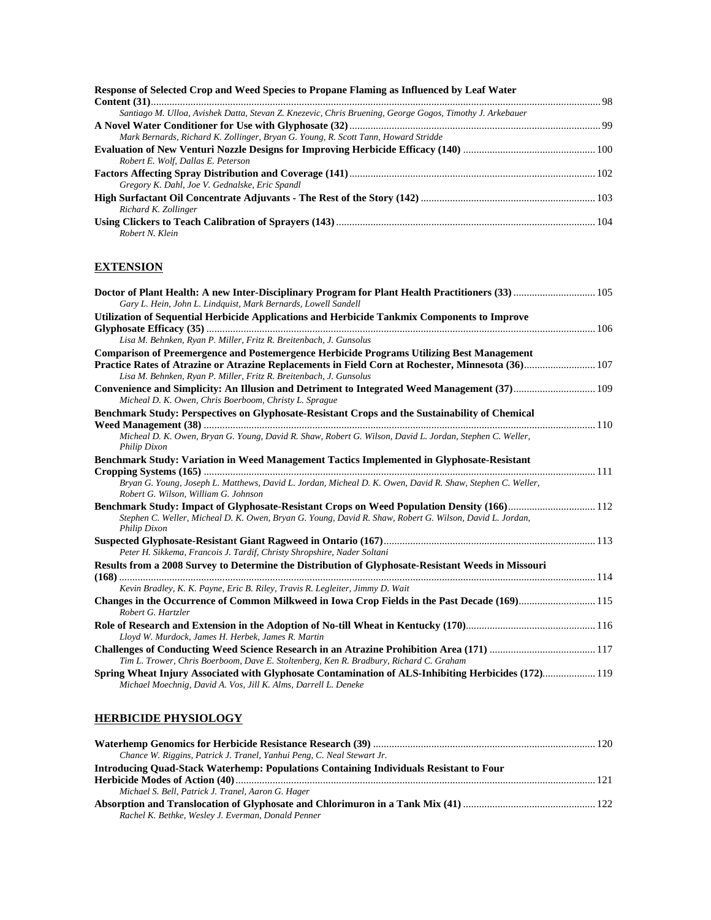**Response of Selected Crop and Weed Species to Propane Flaming as Influenced by Leaf Water Content (31)** ........ 98
*Santiago M. Ulloa, Avishek Datta, Stevan Z. Knezevic, Chris Bruening, George Gogos, Timothy J. Arkebauer*

**A Novel Water Conditioner for Use with Glyphosate (32)** ........ 99
*Mark Bernards, Richard K. Zollinger, Bryan G. Young, R. Scott Tann, Howard Stridde*

**Evaluation of New Venturi Nozzle Designs for Improving Herbicide Efficacy (140)** ........ 100
*Robert E. Wolf, Dallas E. Peterson*

**Factors Affecting Spray Distribution and Coverage (141)** ........ 102
*Gregory K. Dahl, Joe V. Gednalske, Eric Spandl*

**High Surfactant Oil Concentrate Adjuvants - The Rest of the Story (142)** ........ 103
*Richard K. Zollinger*

**Using Clickers to Teach Calibration of Sprayers (143)** ........ 104
*Robert N. Klein*

## EXTENSION

**Doctor of Plant Health: A new Inter-Disciplinary Program for Plant Health Practitioners (33)** ........ 105
*Gary L. Hein, John L. Lindquist, Mark Bernards, Lowell Sandell*

**Utilization of Sequential Herbicide Applications and Herbicide Tankmix Components to Improve Glyphosate Efficacy (35)** ........ 106
*Lisa M. Behnken, Ryan P. Miller, Fritz R. Breitenbach, J. Gunsolus*

**Comparison of Preemergence and Postemergence Herbicide Programs Utilizing Best Management Practice Rates of Atrazine or Atrazine Replacements in Field Corn at Rochester, Minnesota (36)** ........ 107
*Lisa M. Behnken, Ryan P. Miller, Fritz R. Breitenbach, J. Gunsolus*

**Convenience and Simplicity: An Illusion and Detriment to Integrated Weed Management (37)** ........ 109
*Micheal D. K. Owen, Chris Boerboom, Christy L. Sprague*

**Benchmark Study: Perspectives on Glyphosate-Resistant Crops and the Sustainability of Chemical Weed Management (38)** ........ 110
*Micheal D. K. Owen, Bryan G. Young, David R. Shaw, Robert G. Wilson, David L. Jordan, Stephen C. Weller, Philip Dixon*

**Benchmark Study: Variation in Weed Management Tactics Implemented in Glyphosate-Resistant Cropping Systems (165)** ........ 111
*Bryan G. Young, Joseph L. Matthews, David L. Jordan, Micheal D. K. Owen, David R. Shaw, Stephen C. Weller, Robert G. Wilson, William G. Johnson*

**Benchmark Study: Impact of Glyphosate-Resistant Crops on Weed Population Density (166)** ........ 112
*Stephen C. Weller, Micheal D. K. Owen, Bryan G. Young, David R. Shaw, Robert G. Wilson, David L. Jordan, Philip Dixon*

**Suspected Glyphosate-Resistant Giant Ragweed in Ontario (167)** ........ 113
*Peter H. Sikkema, Francois J. Tardif, Christy Shropshire, Nader Soltani*

**Results from a 2008 Survey to Determine the Distribution of Glyphosate-Resistant Weeds in Missouri (168)** ........ 114
*Kevin Bradley, K. K. Payne, Eric B. Riley, Travis R. Legleiter, Jimmy D. Wait*

**Changes in the Occurrence of Common Milkweed in Iowa Crop Fields in the Past Decade (169)** ........ 115
*Robert G. Hartzler*

**Role of Research and Extension in the Adoption of No-till Wheat in Kentucky (170)** ........ 116
*Lloyd W. Murdock, James H. Herbek, James R. Martin*

**Challenges of Conducting Weed Science Research in an Atrazine Prohibition Area (171)** ........ 117
*Tim L. Trower, Chris Boerboom, Dave E. Stoltenberg, Ken R. Bradbury, Richard C. Graham*

**Spring Wheat Injury Associated with Glyphosate Contamination of ALS-Inhibiting Herbicides (172)** ........ 119
*Michael Moechnig, David A. Vos, Jill K. Alms, Darrell L. Deneke*

## HERBICIDE PHYSIOLOGY

**Waterhemp Genomics for Herbicide Resistance Research (39)** ........ 120
*Chance W. Riggins, Patrick J. Tranel, Yanhui Peng, C. Neal Stewart Jr.*

**Introducing Quad-Stack Waterhemp: Populations Containing Individuals Resistant to Four Herbicide Modes of Action (40)** ........ 121
*Michael S. Bell, Patrick J. Tranel, Aaron G. Hager*

**Absorption and Translocation of Glyphosate and Chlorimuron in a Tank Mix (41)** ........ 122
*Rachel K. Bethke, Wesley J. Everman, Donald Penner*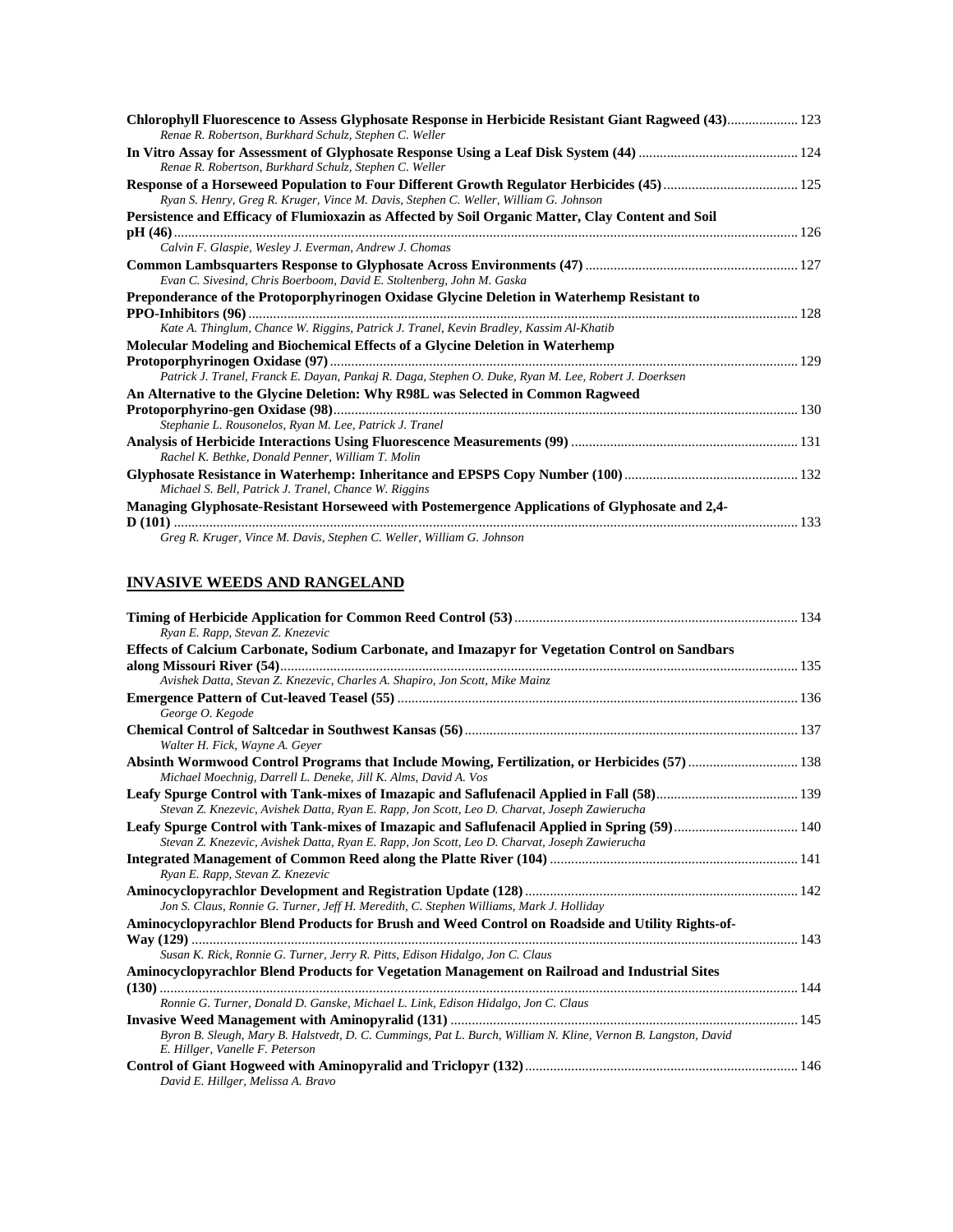**Chlorophyll Fluorescence to Assess Glyphosate Response in Herbicide Resistant Giant Ragweed (43)** .................... 123
*Renae R. Robertson, Burkhard Schulz, Stephen C. Weller*

**In Vitro Assay for Assessment of Glyphosate Response Using a Leaf Disk System (44)** ............................................ 124
*Renae R. Robertson, Burkhard Schulz, Stephen C. Weller*

**Response of a Horseweed Population to Four Different Growth Regulator Herbicides (45)** ..................................... 125
*Ryan S. Henry, Greg R. Kruger, Vince M. Davis, Stephen C. Weller, William G. Johnson*

**Persistence and Efficacy of Flumioxazin as Affected by Soil Organic Matter, Clay Content and Soil pH (46)** ........................................................................................................................................................... 126
*Calvin F. Glaspie, Wesley J. Everman, Andrew J. Chomas*

**Common Lambsquarters Response to Glyphosate Across Environments (47)** ........................................................... 127
*Evan C. Sivesind, Chris Boerboom, David E. Stoltenberg, John M. Gaska*

**Preponderance of the Protoporphyrinogen Oxidase Glycine Deletion in Waterhemp Resistant to PPO-Inhibitors (96)** ........................................................................................................................................ 128
*Kate A. Thinglum, Chance W. Riggins, Patrick J. Tranel, Kevin Bradley, Kassim Al-Khatib*

**Molecular Modeling and Biochemical Effects of a Glycine Deletion in Waterhemp Protoporphyrinogen Oxidase (97)** ................................................................................................................................. 129
*Patrick J. Tranel, Franck E. Dayan, Pankaj R. Daga, Stephen O. Duke, Ryan M. Lee, Robert J. Doerksen*

**An Alternative to the Glycine Deletion: Why R98L was Selected in Common Ragweed Protoporphyrino-gen Oxidase (98)** ................................................................................................................................ 130
*Stephanie L. Rousonelos, Ryan M. Lee, Patrick J. Tranel*

**Analysis of Herbicide Interactions Using Fluorescence Measurements (99)** ............................................................... 131
*Rachel K. Bethke, Donald Penner, William T. Molin*

**Glyphosate Resistance in Waterhemp: Inheritance and EPSPS Copy Number (100)** ................................................ 132
*Michael S. Bell, Patrick J. Tranel, Chance W. Riggins*

**Managing Glyphosate-Resistant Horseweed with Postemergence Applications of Glyphosate and 2,4-D (101)** ........................................................................................................................................................... 133
*Greg R. Kruger, Vince M. Davis, Stephen C. Weller, William G. Johnson*

## INVASIVE WEEDS AND RANGELAND

**Timing of Herbicide Application for Common Reed Control (53)** ............................................................................... 134
*Ryan E. Rapp, Stevan Z. Knezevic*

**Effects of Calcium Carbonate, Sodium Carbonate, and Imazapyr for Vegetation Control on Sandbars along Missouri River (54)** ................................................................................................................................ 135
*Avishek Datta, Stevan Z. Knezevic, Charles A. Shapiro, Jon Scott, Mike Mainz*

**Emergence Pattern of Cut-leaved Teasel (55)** ............................................................................................................... 136
*George O. Kegode*

**Chemical Control of Saltcedar in Southwest Kansas (56)** ............................................................................................. 137
*Walter H. Fick, Wayne A. Geyer*

**Absinth Wormwood Control Programs that Include Mowing, Fertilization, or Herbicides (57)** .............................. 138
*Michael Moechnig, Darrell L. Deneke, Jill K. Alms, David A. Vos*

**Leafy Spurge Control with Tank-mixes of Imazapic and Saflufenacil Applied in Fall (58)** ....................................... 139
*Stevan Z. Knezevic, Avishek Datta, Ryan E. Rapp, Jon Scott, Leo D. Charvat, Joseph Zawierucha*

**Leafy Spurge Control with Tank-mixes of Imazapic and Saflufenacil Applied in Spring (59)** .................................. 140
*Stevan Z. Knezevic, Avishek Datta, Ryan E. Rapp, Jon Scott, Leo D. Charvat, Joseph Zawierucha*

**Integrated Management of Common Reed along the Platte River (104)** ..................................................................... 141
*Ryan E. Rapp, Stevan Z. Knezevic*

**Aminocyclopyrachlor Development and Registration Update (128)** ............................................................................ 142
*Jon S. Claus, Ronnie G. Turner, Jeff H. Meredith, C. Stephen Williams, Mark J. Holliday*

**Aminocyclopyrachlor Blend Products for Brush and Weed Control on Roadside and Utility Rights-of-Way (129)** ........................................................................................................................................................ 143
*Susan K. Rick, Ronnie G. Turner, Jerry R. Pitts, Edison Hidalgo, Jon C. Claus*

**Aminocyclopyrachlor Blend Products for Vegetation Management on Railroad and Industrial Sites (130)** ............................................................................................................................................................... 144
*Ronnie G. Turner, Donald D. Ganske, Michael L. Link, Edison Hidalgo, Jon C. Claus*

**Invasive Weed Management with Aminopyralid (131)** ................................................................................................. 145
*Byron B. Sleugh, Mary B. Halstvedt, D. C. Cummings, Pat L. Burch, William N. Kline, Vernon B. Langston, David E. Hillger, Vanelle F. Peterson*

**Control of Giant Hogweed with Aminopyralid and Triclopyr (132)** ............................................................................ 146
*David E. Hillger, Melissa A. Bravo*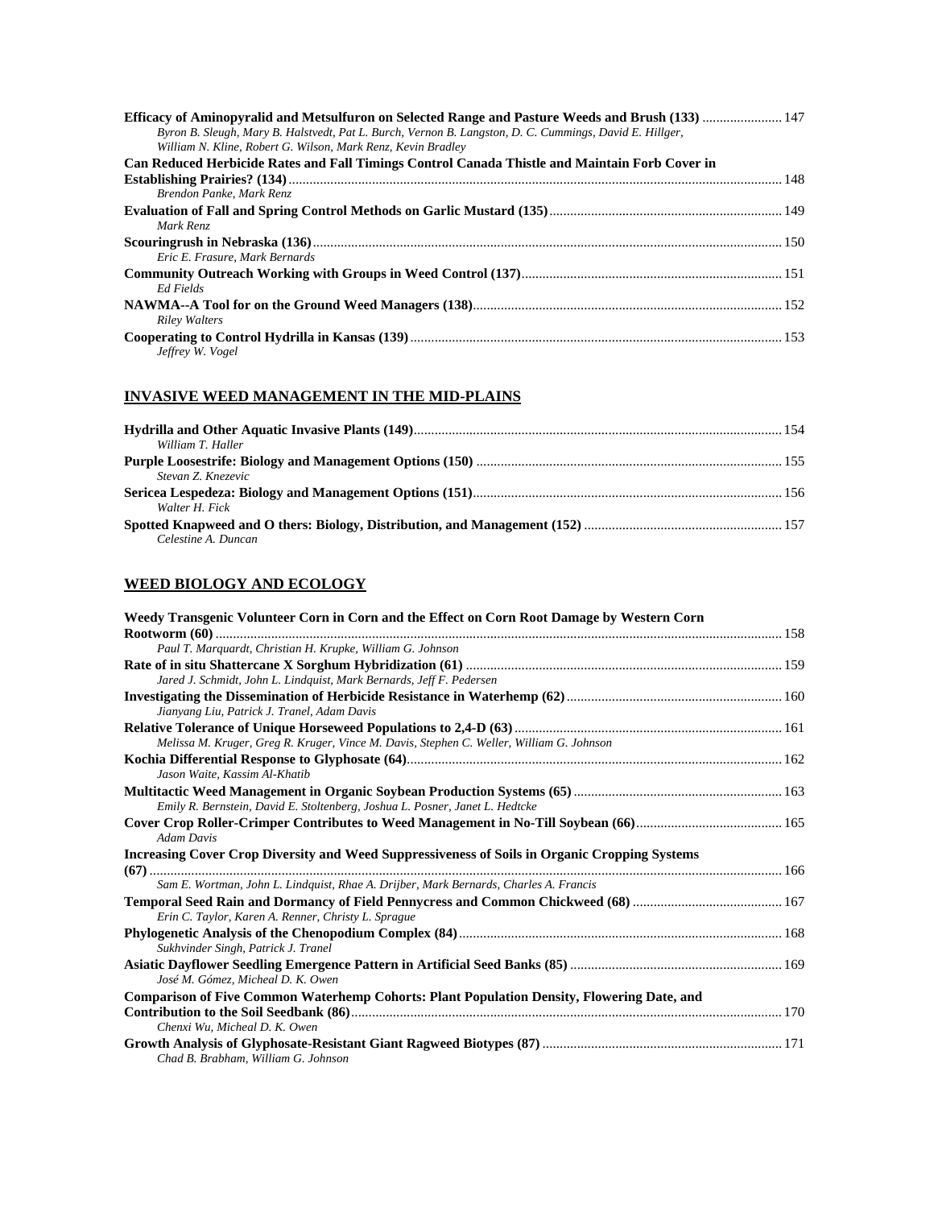**Efficacy of Aminopyralid and Metsulfuron on Selected Range and Pasture Weeds and Brush (133)** ....................... 147
*Byron B. Sleugh, Mary B. Halstvedt, Pat L. Burch, Vernon B. Langston, D. C. Cummings, David E. Hillger, William N. Kline, Robert G. Wilson, Mark Renz, Kevin Bradley*

**Can Reduced Herbicide Rates and Fall Timings Control Canada Thistle and Maintain Forb Cover in Establishing Prairies? (134)** ....................... 148
*Brendon Panke, Mark Renz*

**Evaluation of Fall and Spring Control Methods on Garlic Mustard (135)** ....................... 149
*Mark Renz*

**Scouringrush in Nebraska (136)** ....................... 150
*Eric E. Frasure, Mark Bernards*

**Community Outreach Working with Groups in Weed Control (137)** ....................... 151
*Ed Fields*

**NAWMA--A Tool for on the Ground Weed Managers (138)** ....................... 152
*Riley Walters*

**Cooperating to Control Hydrilla in Kansas (139)** ....................... 153
*Jeffrey W. Vogel*

## INVASIVE WEED MANAGEMENT IN THE MID-PLAINS

**Hydrilla and Other Aquatic Invasive Plants (149)** ....................... 154
*William T. Haller*

**Purple Loosestrife: Biology and Management Options (150)** ....................... 155
*Stevan Z. Knezevic*

**Sericea Lespedeza: Biology and Management Options (151)** ....................... 156
*Walter H. Fick*

**Spotted Knapweed and O thers: Biology, Distribution, and Management (152)** ....................... 157
*Celestine A. Duncan*

## WEED BIOLOGY AND ECOLOGY

**Weedy Transgenic Volunteer Corn in Corn and the Effect on Corn Root Damage by Western Corn Rootworm (60)** ....................... 158
*Paul T. Marquardt, Christian H. Krupke, William G. Johnson*

**Rate of in situ Shattercane X Sorghum Hybridization (61)** ....................... 159
*Jared J. Schmidt, John L. Lindquist, Mark Bernards, Jeff F. Pedersen*

**Investigating the Dissemination of Herbicide Resistance in Waterhemp (62)** ....................... 160
*Jianyang Liu, Patrick J. Tranel, Adam Davis*

**Relative Tolerance of Unique Horseweed Populations to 2,4-D (63)** ....................... 161
*Melissa M. Kruger, Greg R. Kruger, Vince M. Davis, Stephen C. Weller, William G. Johnson*

**Kochia Differential Response to Glyphosate (64)** ....................... 162
*Jason Waite, Kassim Al-Khatib*

**Multitactic Weed Management in Organic Soybean Production Systems (65)** ....................... 163
*Emily R. Bernstein, David E. Stoltenberg, Joshua L. Posner, Janet L. Hedtcke*

**Cover Crop Roller-Crimper Contributes to Weed Management in No-Till Soybean (66)** ....................... 165
*Adam Davis*

**Increasing Cover Crop Diversity and Weed Suppressiveness of Soils in Organic Cropping Systems (67)** ....................... 166
*Sam E. Wortman, John L. Lindquist, Rhae A. Drijber, Mark Bernards, Charles A. Francis*

**Temporal Seed Rain and Dormancy of Field Pennycress and Common Chickweed (68)** ....................... 167
*Erin C. Taylor, Karen A. Renner, Christy L. Sprague*

**Phylogenetic Analysis of the Chenopodium Complex (84)** ....................... 168
*Sukhvinder Singh, Patrick J. Tranel*

**Asiatic Dayflower Seedling Emergence Pattern in Artificial Seed Banks (85)** ....................... 169
*José M. Gómez, Micheal D. K. Owen*

**Comparison of Five Common Waterhemp Cohorts: Plant Population Density, Flowering Date, and Contribution to the Soil Seedbank (86)** ....................... 170
*Chenxi Wu, Micheal D. K. Owen*

**Growth Analysis of Glyphosate-Resistant Giant Ragweed Biotypes (87)** ....................... 171
*Chad B. Brabham, William G. Johnson*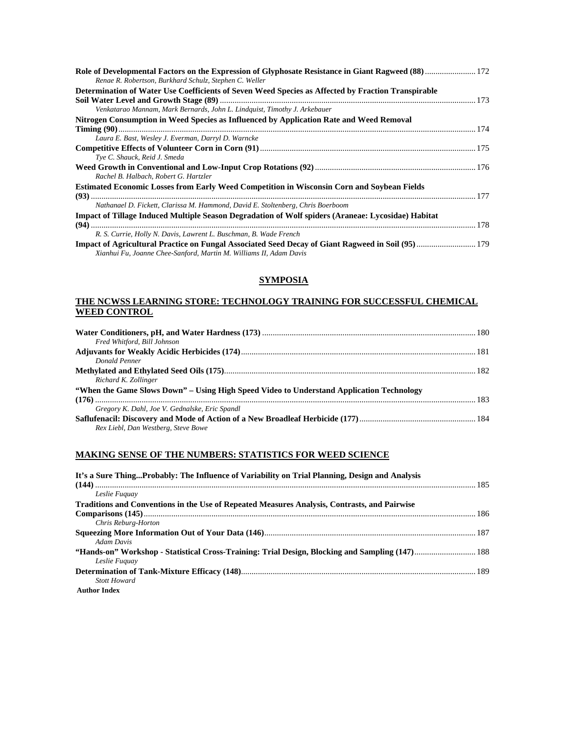**Role of Developmental Factors on the Expression of Glyphosate Resistance in Giant Ragweed (88)** ........................ 172
*Renae R. Robertson, Burkhard Schulz, Stephen C. Weller*

**Determination of Water Use Coefficients of Seven Weed Species as Affected by Fraction Transpirable Soil Water Level and Growth Stage (89)** ........................ 173
*Venkatarao Mannam, Mark Bernards, John L. Lindquist, Timothy J. Arkebauer*

**Nitrogen Consumption in Weed Species as Influenced by Application Rate and Weed Removal Timing (90)** ........................ 174
*Laura E. Bast, Wesley J. Everman, Darryl D. Warncke*

**Competitive Effects of Volunteer Corn in Corn (91)** ........................ 175
*Tye C. Shauck, Reid J. Smeda*

**Weed Growth in Conventional and Low-Input Crop Rotations (92)** ........................ 176
*Rachel B. Halbach, Robert G. Hartzler*

**Estimated Economic Losses from Early Weed Competition in Wisconsin Corn and Soybean Fields (93)** ........................ 177
*Nathanael D. Fickett, Clarissa M. Hammond, David E. Stoltenberg, Chris Boerboom*

**Impact of Tillage Induced Multiple Season Degradation of Wolf spiders (Araneae: Lycosidae) Habitat (94)** ........................ 178
*R. S. Currie, Holly N. Davis, Lawrent L. Buschman, B. Wade French*

**Impact of Agricultural Practice on Fungal Associated Seed Decay of Giant Ragweed in Soil (95)** ........................ 179
*Xianhui Fu, Joanne Chee-Sanford, Martin M. Williams II, Adam Davis*

## SYMPOSIA

### THE NCWSS LEARNING STORE: TECHNOLOGY TRAINING FOR SUCCESSFUL CHEMICAL WEED CONTROL

**Water Conditioners, pH, and Water Hardness (173)** ........................ 180
*Fred Whitford, Bill Johnson*

**Adjuvants for Weakly Acidic Herbicides (174)** ........................ 181
*Donald Penner*

**Methylated and Ethylated Seed Oils (175)** ........................ 182
*Richard K. Zollinger*

**"When the Game Slows Down" – Using High Speed Video to Understand Application Technology (176)** ........................ 183
*Gregory K. Dahl, Joe V. Gednalske, Eric Spandl*

**Saflufenacil: Discovery and Mode of Action of a New Broadleaf Herbicide (177)** ........................ 184
*Rex Liebl, Dan Westberg, Steve Bowe*

### MAKING SENSE OF THE NUMBERS: STATISTICS FOR WEED SCIENCE

**It's a Sure Thing...Probably: The Influence of Variability on Trial Planning, Design and Analysis (144)** ........................ 185
*Leslie Fuquay*

**Traditions and Conventions in the Use of Repeated Measures Analysis, Contrasts, and Pairwise Comparisons (145)** ........................ 186
*Chris Reburg-Horton*

**Squeezing More Information Out of Your Data (146)** ........................ 187
*Adam Davis*

**"Hands-on" Workshop - Statistical Cross-Training: Trial Design, Blocking and Sampling (147)** ........................ 188
*Leslie Fuquay*

**Determination of Tank-Mixture Efficacy (148)** ........................ 189
*Stott Howard*

**Author Index**